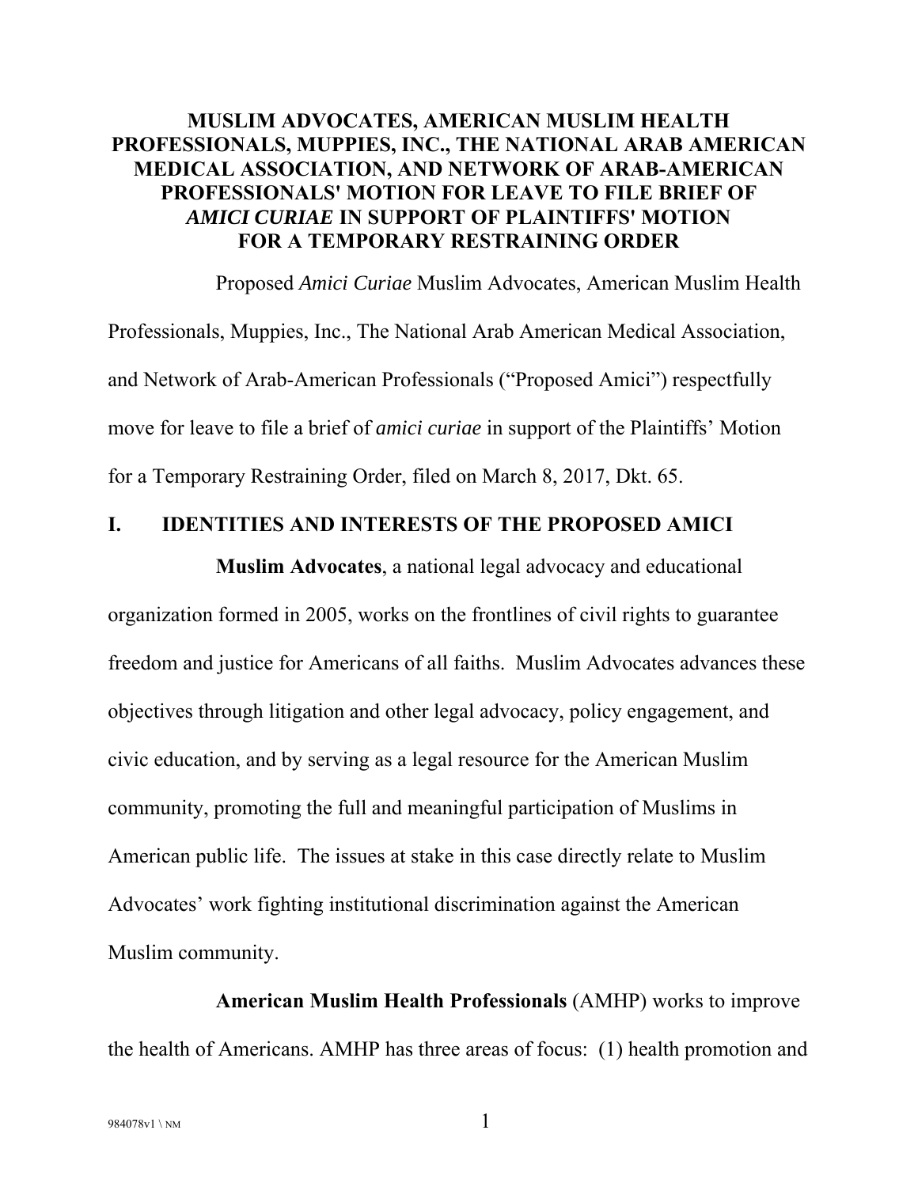# MUSLIM ADVOCATES, AMERICAN MUSLIM HEALTH PROFESSIONALS, MUPPIES, INC., THE NATIONAL ARAB AMERICAN MEDICAL ASSOCIATION, AND NETWORK OF ARAB-AMERICAN PROFESSIONALS' MOTION FOR LEAVE TO FILE BRIEF OF *AMICI CURIAE* IN SUPPORT OF PLAINTIFFS' MOTION FOR A TEMPORARY RESTRAINING ORDER

Proposed *Amici Curiae* Muslim Advocates, American Muslim Health Professionals, Muppies, Inc., The National Arab American Medical Association, and Network of Arab-American Professionals ("Proposed Amici") respectfully move for leave to file a brief of *amici curiae* in support of the Plaintiffs' Motion for a Temporary Restraining Order, filed on March 8, 2017, Dkt. 65.

## I. IDENTITIES AND INTERESTS OF THE PROPOSED AMICI

**Muslim Advocates**, a national legal advocacy and educational organization formed in 2005, works on the frontlines of civil rights to guarantee freedom and justice for Americans of all faiths. Muslim Advocates advances these objectives through litigation and other legal advocacy, policy engagement, and civic education, and by serving as a legal resource for the American Muslim community, promoting the full and meaningful participation of Muslims in American public life. The issues at stake in this case directly relate to Muslim Advocates' work fighting institutional discrimination against the American Muslim community.

**American Muslim Health Professionals** (AMHP) works to improve the health of Americans. AMHP has three areas of focus: (1) health promotion and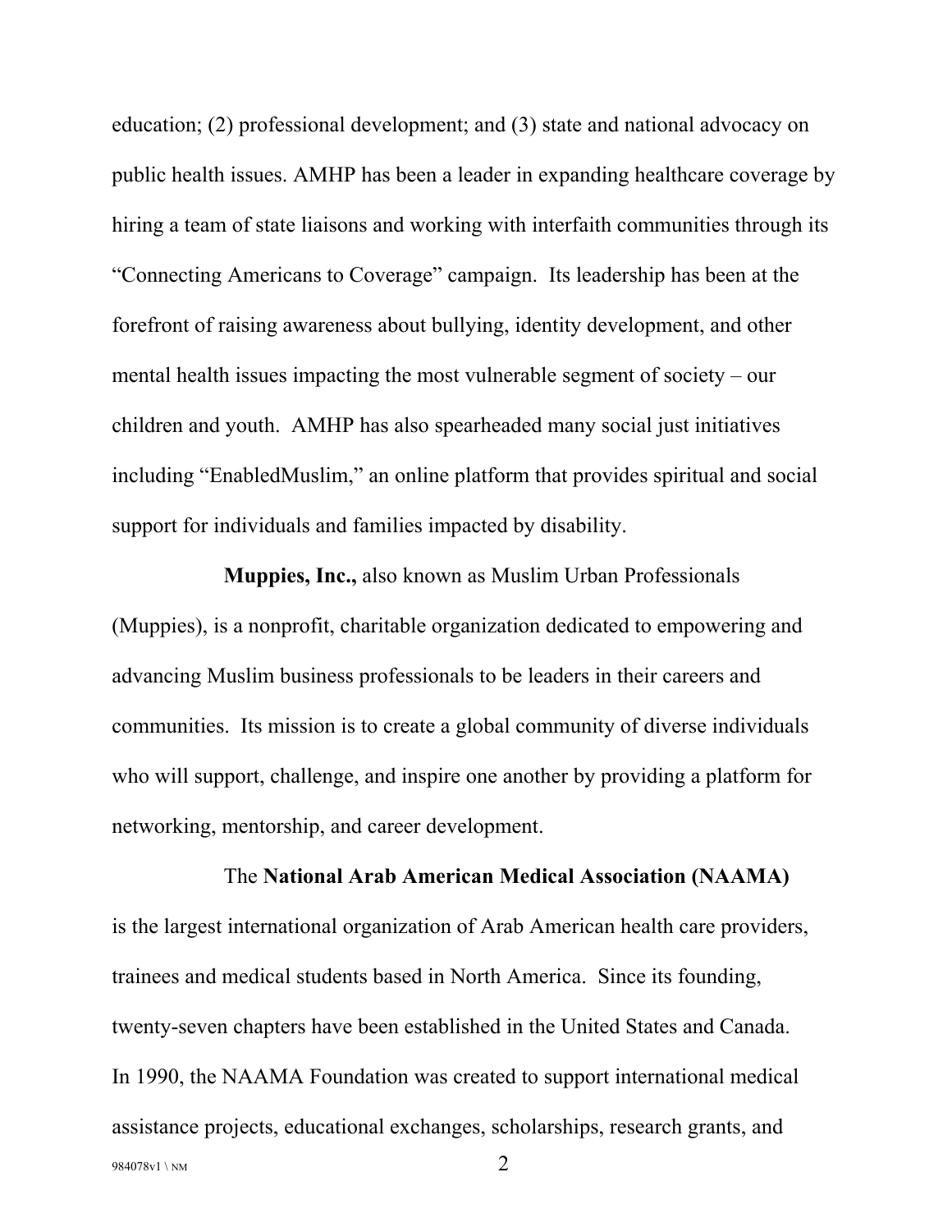education; (2) professional development; and (3) state and national advocacy on public health issues. AMHP has been a leader in expanding healthcare coverage by hiring a team of state liaisons and working with interfaith communities through its "Connecting Americans to Coverage" campaign. Its leadership has been at the forefront of raising awareness about bullying, identity development, and other mental health issues impacting the most vulnerable segment of society – our children and youth. AMHP has also spearheaded many social just initiatives including "EnabledMuslim," an online platform that provides spiritual and social support for individuals and families impacted by disability.

**Muppies, Inc.,** also known as Muslim Urban Professionals (Muppies), is a nonprofit, charitable organization dedicated to empowering and advancing Muslim business professionals to be leaders in their careers and communities. Its mission is to create a global community of diverse individuals who will support, challenge, and inspire one another by providing a platform for networking, mentorship, and career development.

The **National Arab American Medical Association (NAAMA)** is the largest international organization of Arab American health care providers, trainees and medical students based in North America. Since its founding, twenty-seven chapters have been established in the United States and Canada. In 1990, the NAAMA Foundation was created to support international medical assistance projects, educational exchanges, scholarships, research grants, and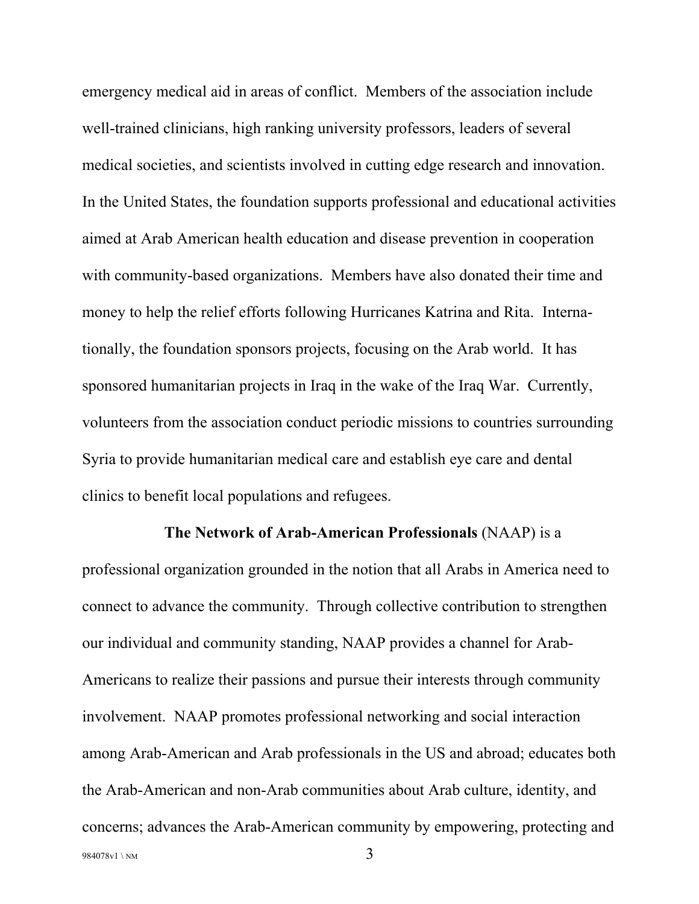emergency medical aid in areas of conflict. Members of the association include well-trained clinicians, high ranking university professors, leaders of several medical societies, and scientists involved in cutting edge research and innovation. In the United States, the foundation supports professional and educational activities aimed at Arab American health education and disease prevention in cooperation with community-based organizations. Members have also donated their time and money to help the relief efforts following Hurricanes Katrina and Rita. Internationally, the foundation sponsors projects, focusing on the Arab world. It has sponsored humanitarian projects in Iraq in the wake of the Iraq War. Currently, volunteers from the association conduct periodic missions to countries surrounding Syria to provide humanitarian medical care and establish eye care and dental clinics to benefit local populations and refugees.

**The Network of Arab-American Professionals** (NAAP) is a professional organization grounded in the notion that all Arabs in America need to connect to advance the community. Through collective contribution to strengthen our individual and community standing, NAAP provides a channel for Arab-Americans to realize their passions and pursue their interests through community involvement. NAAP promotes professional networking and social interaction among Arab-American and Arab professionals in the US and abroad; educates both the Arab-American and non-Arab communities about Arab culture, identity, and concerns; advances the Arab-American community by empowering, protecting and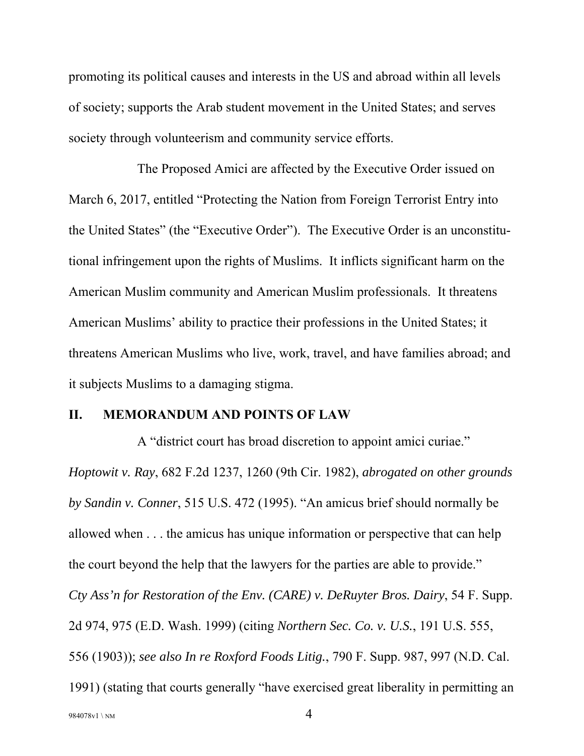promoting its political causes and interests in the US and abroad within all levels of society; supports the Arab student movement in the United States; and serves society through volunteerism and community service efforts.

The Proposed Amici are affected by the Executive Order issued on March 6, 2017, entitled "Protecting the Nation from Foreign Terrorist Entry into the United States" (the "Executive Order"). The Executive Order is an unconstitutional infringement upon the rights of Muslims. It inflicts significant harm on the American Muslim community and American Muslim professionals. It threatens American Muslims' ability to practice their professions in the United States; it threatens American Muslims who live, work, travel, and have families abroad; and it subjects Muslims to a damaging stigma.

## II. MEMORANDUM AND POINTS OF LAW

A "district court has broad discretion to appoint amici curiae." *Hoptowit v. Ray*, 682 F.2d 1237, 1260 (9th Cir. 1982), *abrogated on other grounds by Sandin v. Conner*, 515 U.S. 472 (1995). "An amicus brief should normally be allowed when . . . the amicus has unique information or perspective that can help the court beyond the help that the lawyers for the parties are able to provide." *Cty Ass'n for Restoration of the Env. (CARE) v. DeRuyter Bros. Dairy*, 54 F. Supp. 2d 974, 975 (E.D. Wash. 1999) (citing *Northern Sec. Co. v. U.S.*, 191 U.S. 555, 556 (1903)); *see also In re Roxford Foods Litig.*, 790 F. Supp. 987, 997 (N.D. Cal. 1991) (stating that courts generally "have exercised great liberality in permitting an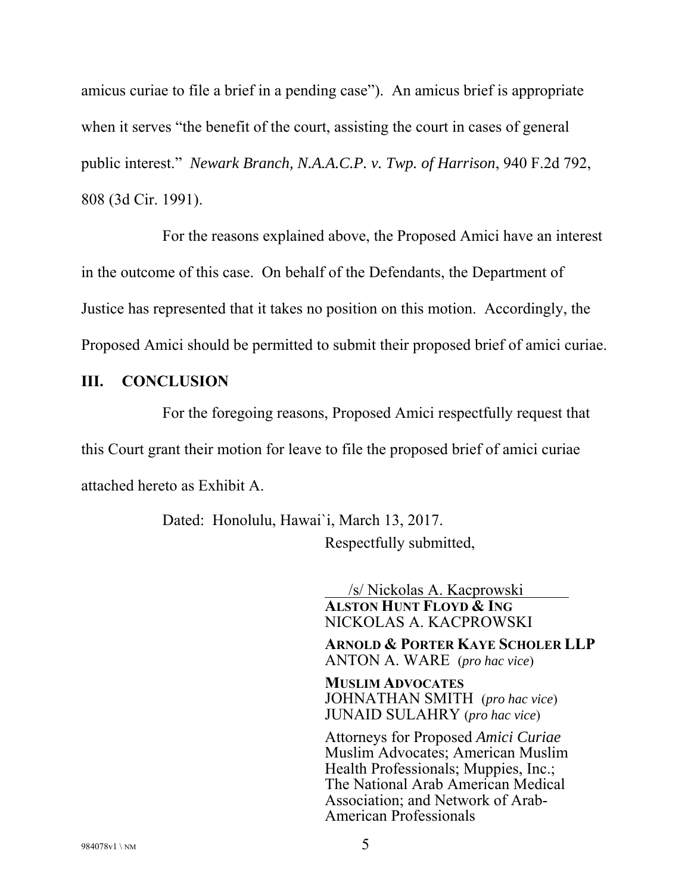amicus curiae to file a brief in a pending case"). An amicus brief is appropriate when it serves "the benefit of the court, assisting the court in cases of general public interest." *Newark Branch, N.A.A.C.P. v. Twp. of Harrison*, 940 F.2d 792, 808 (3d Cir. 1991).

For the reasons explained above, the Proposed Amici have an interest in the outcome of this case. On behalf of the Defendants, the Department of Justice has represented that it takes no position on this motion. Accordingly, the Proposed Amici should be permitted to submit their proposed brief of amici curiae.

## III. CONCLUSION

For the foregoing reasons, Proposed Amici respectfully request that this Court grant their motion for leave to file the proposed brief of amici curiae attached hereto as Exhibit A.

Dated: Honolulu, Hawai`i, March 13, 2017.

Respectfully submitted,

/s/ Nickolas A. Kacprowski

**ALSTON HUNT FLOYD & ING**
NICKOLAS A. KACPROWSKI

**ARNOLD & PORTER KAYE SCHOLER LLP**
ANTON A. WARE (*pro hac vice*)

**MUSLIM ADVOCATES**
JOHNATHAN SMITH (*pro hac vice*)
JUNAID SULAHRY (*pro hac vice*)

Attorneys for Proposed *Amici Curiae* Muslim Advocates; American Muslim Health Professionals; Muppies, Inc.; The National Arab American Medical Association; and Network of Arab-American Professionals

984078v1 \ NM